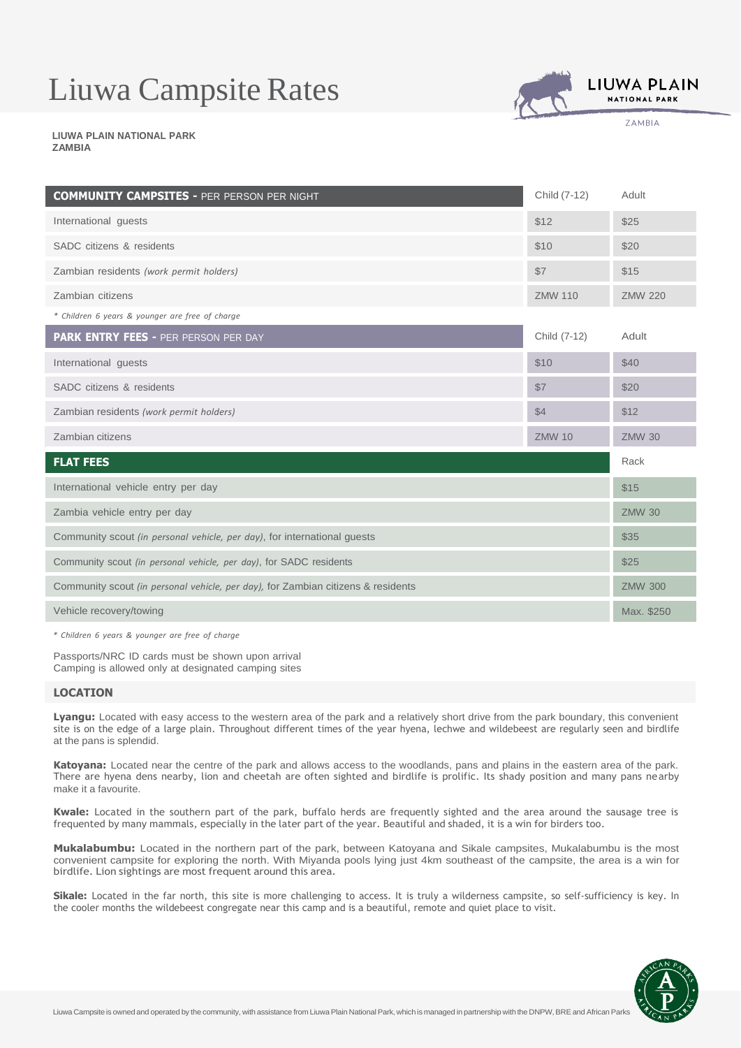# Liuwa Campsite Rates

**LIUWA PLAIN NATIONAL PARK**
**ZAMBIA**

| **COMMUNITY CAMPSITES** - PER PERSON PER NIGHT | Child (7-12) | Adult |
|---|---|---|
| International guests | $12 | $25 |
| SADC citizens & residents | $10 | $20 |
| Zambian residents *(work permit holders)* | $7 | $15 |
| Zambian citizens | ZMW 110 | ZMW 220 |

*\* Children 6 years & younger are free of charge*

| **PARK ENTRY FEES** - PER PERSON PER DAY | Child (7-12) | Adult |
|---|---|---|
| International guests | $10 | $40 |
| SADC citizens & residents | $7 | $20 |
| Zambian residents *(work permit holders)* | $4 | $12 |
| Zambian citizens | ZMW 10 | ZMW 30 |

| **FLAT FEES** | Rack |
|---|---|
| International vehicle entry per day | $15 |
| Zambia vehicle entry per day | ZMW 30 |
| Community scout *(in personal vehicle, per day)*, for international guests | $35 |
| Community scout *(in personal vehicle, per day)*, for SADC residents | $25 |
| Community scout *(in personal vehicle, per day)*, for Zambian citizens & residents | ZMW 300 |
| Vehicle recovery/towing | Max. $250 |

*\* Children 6 years & younger are free of charge*

Passports/NRC ID cards must be shown upon arrival
Camping is allowed only at designated camping sites

## LOCATION

**Lyangu:** Located with easy access to the western area of the park and a relatively short drive from the park boundary, this convenient site is on the edge of a large plain. Throughout different times of the year hyena, lechwe and wildebeest are regularly seen and birdlife at the pans is splendid.

**Katoyana:** Located near the centre of the park and allows access to the woodlands, pans and plains in the eastern area of the park. There are hyena dens nearby, lion and cheetah are often sighted and birdlife is prolific. Its shady position and many pans nearby make it a favourite.

**Kwale:** Located in the southern part of the park, buffalo herds are frequently sighted and the area around the sausage tree is frequented by many mammals, especially in the later part of the year. Beautiful and shaded, it is a win for birders too.

**Mukalabumbu:** Located in the northern part of the park, between Katoyana and Sikale campsites, Mukalabumbu is the most convenient campsite for exploring the north. With Miyanda pools lying just 4km southeast of the campsite, the area is a win for birdlife. Lion sightings are most frequent around this area.

**Sikale:** Located in the far north, this site is more challenging to access. It is truly a wilderness campsite, so self-sufficiency is key. In the cooler months the wildebeest congregate near this camp and is a beautiful, remote and quiet place to visit.

Liuwa Campsite is owned and operated by the community, with assistance from Liuwa Plain National Park, which is managed in partnership with the DNPW, BRE and African Parks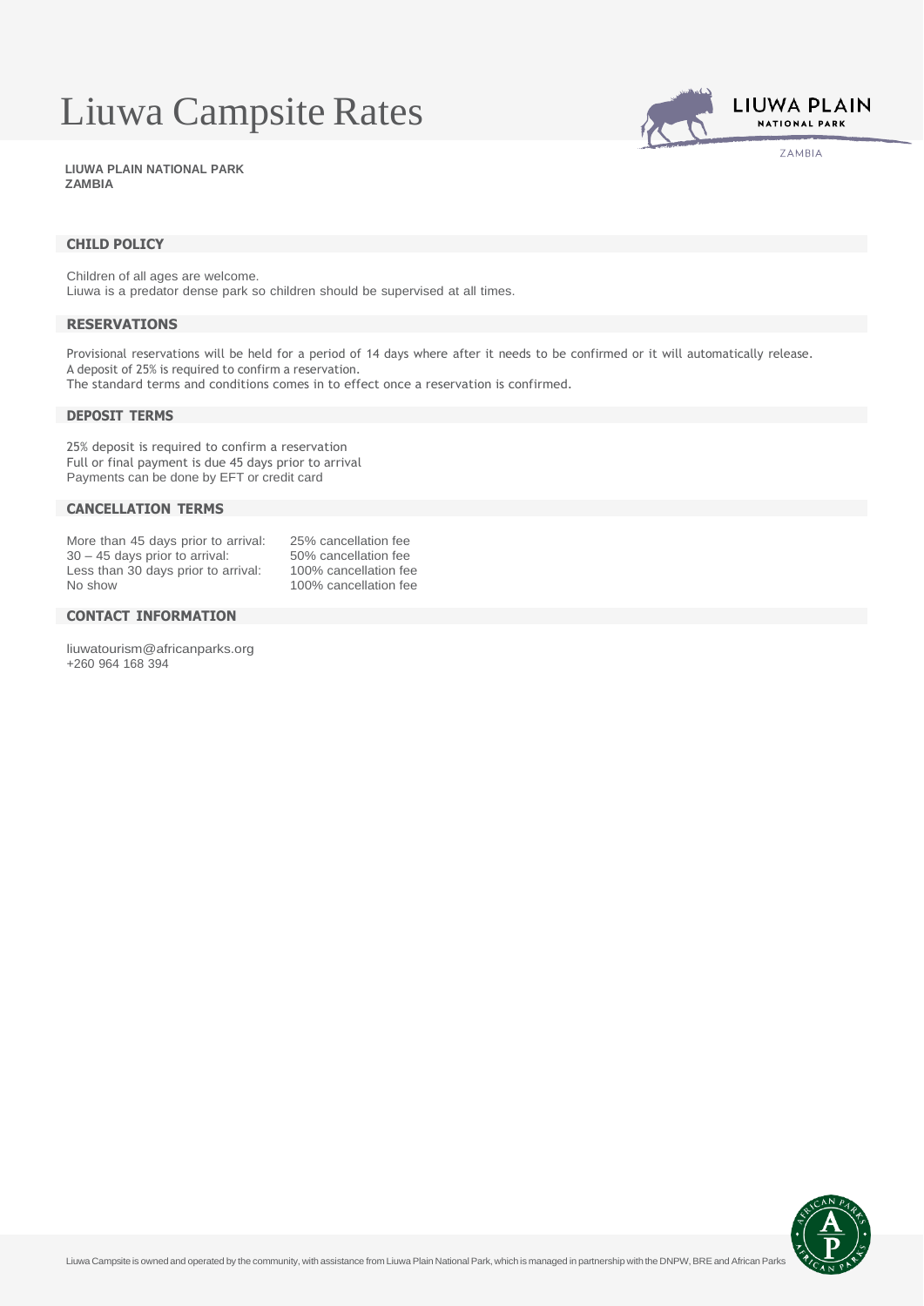# Liuwa Campsite Rates

**LIUWA PLAIN NATIONAL PARK**
**ZAMBIA**

## CHILD POLICY

Children of all ages are welcome.
Liuwa is a predator dense park so children should be supervised at all times.

## RESERVATIONS

Provisional reservations will be held for a period of 14 days where after it needs to be confirmed or it will automatically release.
A deposit of 25% is required to confirm a reservation.
The standard terms and conditions comes in to effect once a reservation is confirmed.

## DEPOSIT TERMS

25% deposit is required to confirm a reservation
Full or final payment is due 45 days prior to arrival
Payments can be done by EFT or credit card

## CANCELLATION TERMS

| | |
|---|---|
| More than 45 days prior to arrival: | 25% cancellation fee |
| 30 – 45 days prior to arrival: | 50% cancellation fee |
| Less than 30 days prior to arrival: | 100% cancellation fee |
| No show | 100% cancellation fee |

## CONTACT INFORMATION

liuwatourism@africanparks.org
+260 964 168 394

Liuwa Campsite is owned and operated by the community, with assistance from Liuwa Plain National Park, which is managed in partnership with the DNPW, BRE and African Parks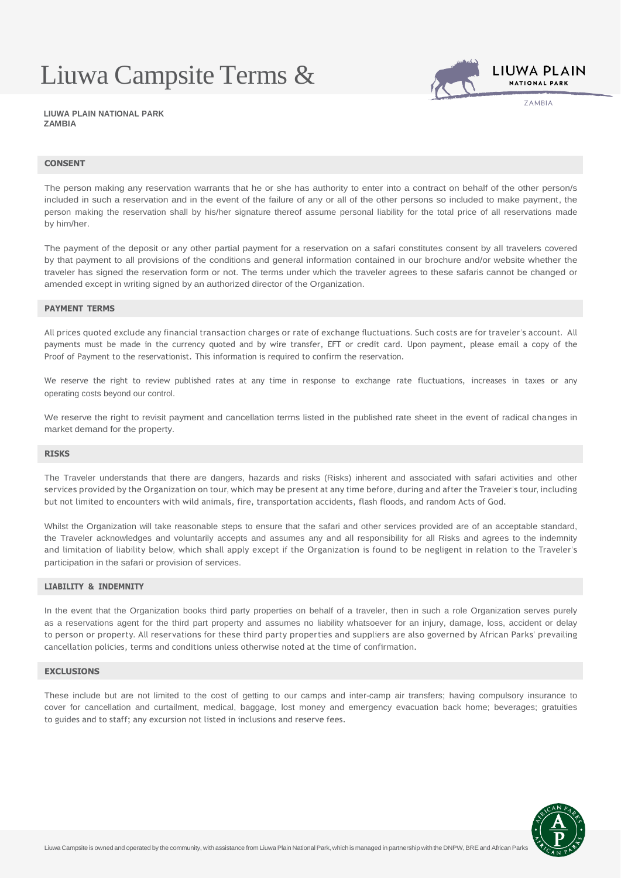# Liuwa Campsite Terms &

**LIUWA PLAIN NATIONAL PARK**
**ZAMBIA**

## CONSENT

The person making any reservation warrants that he or she has authority to enter into a contract on behalf of the other person/s included in such a reservation and in the event of the failure of any or all of the other persons so included to make payment, the person making the reservation shall by his/her signature thereof assume personal liability for the total price of all reservations made by him/her.

The payment of the deposit or any other partial payment for a reservation on a safari constitutes consent by all travelers covered by that payment to all provisions of the conditions and general information contained in our brochure and/or website whether the traveler has signed the reservation form or not. The terms under which the traveler agrees to these safaris cannot be changed or amended except in writing signed by an authorized director of the Organization.

## PAYMENT TERMS

All prices quoted exclude any financial transaction charges or rate of exchange fluctuations. Such costs are for traveler's account. All payments must be made in the currency quoted and by wire transfer, EFT or credit card. Upon payment, please email a copy of the Proof of Payment to the reservationist. This information is required to confirm the reservation.

We reserve the right to review published rates at any time in response to exchange rate fluctuations, increases in taxes or any operating costs beyond our control.

We reserve the right to revisit payment and cancellation terms listed in the published rate sheet in the event of radical changes in market demand for the property.

## RISKS

The Traveler understands that there are dangers, hazards and risks (Risks) inherent and associated with safari activities and other services provided by the Organization on tour, which may be present at any time before, during and after the Traveler's tour, including but not limited to encounters with wild animals, fire, transportation accidents, flash floods, and random Acts of God.

Whilst the Organization will take reasonable steps to ensure that the safari and other services provided are of an acceptable standard, the Traveler acknowledges and voluntarily accepts and assumes any and all responsibility for all Risks and agrees to the indemnity and limitation of liability below, which shall apply except if the Organization is found to be negligent in relation to the Traveler's participation in the safari or provision of services.

## LIABILITY & INDEMNITY

In the event that the Organization books third party properties on behalf of a traveler, then in such a role Organization serves purely as a reservations agent for the third part property and assumes no liability whatsoever for an injury, damage, loss, accident or delay to person or property. All reservations for these third party properties and suppliers are also governed by African Parks' prevailing cancellation policies, terms and conditions unless otherwise noted at the time of confirmation.

## EXCLUSIONS

These include but are not limited to the cost of getting to our camps and inter-camp air transfers; having compulsory insurance to cover for cancellation and curtailment, medical, baggage, lost money and emergency evacuation back home; beverages; gratuities to guides and to staff; any excursion not listed in inclusions and reserve fees.

Liuwa Campsite is owned and operated by the community, with assistance from Liuwa Plain National Park, which is managed in partnership with the DNPW, BRE and African Parks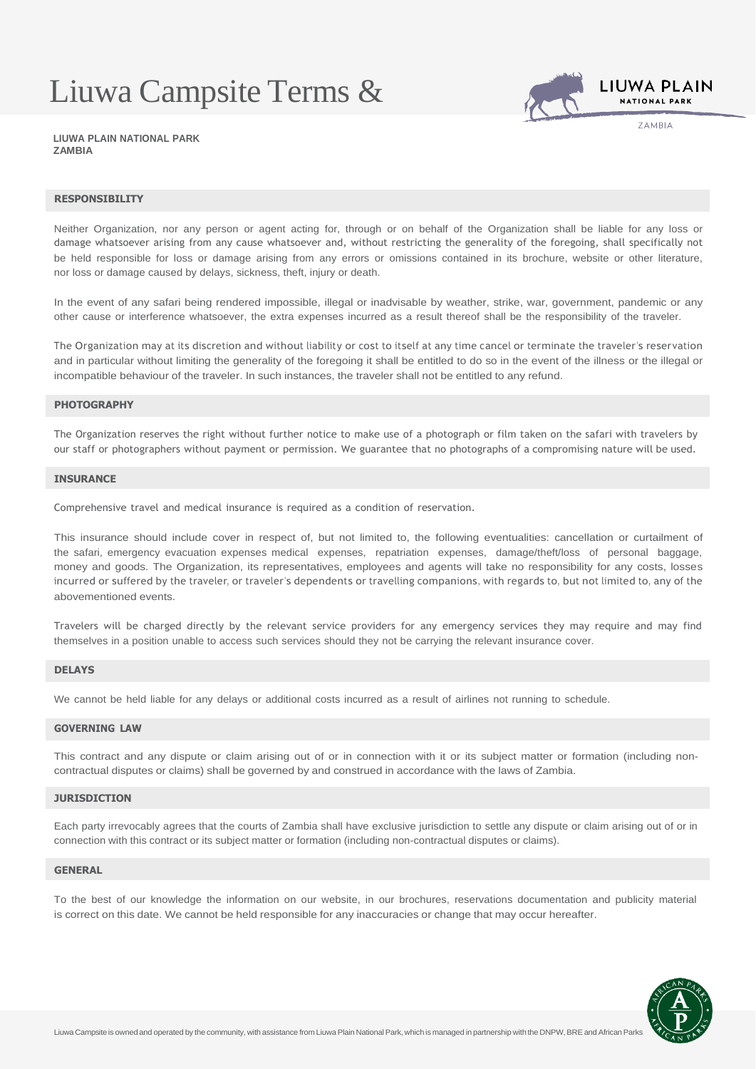# Liuwa Campsite Terms &

**LIUWA PLAIN NATIONAL PARK**
**ZAMBIA**

LIUWA PLAIN
NATIONAL PARK
ZAMBIA

## RESPONSIBILITY

Neither Organization, nor any person or agent acting for, through or on behalf of the Organization shall be liable for any loss or damage whatsoever arising from any cause whatsoever and, without restricting the generality of the foregoing, shall specifically not be held responsible for loss or damage arising from any errors or omissions contained in its brochure, website or other literature, nor loss or damage caused by delays, sickness, theft, injury or death.

In the event of any safari being rendered impossible, illegal or inadvisable by weather, strike, war, government, pandemic or any other cause or interference whatsoever, the extra expenses incurred as a result thereof shall be the responsibility of the traveler.

The Organization may at its discretion and without liability or cost to itself at any time cancel or terminate the traveler's reservation and in particular without limiting the generality of the foregoing it shall be entitled to do so in the event of the illness or the illegal or incompatible behaviour of the traveler. In such instances, the traveler shall not be entitled to any refund.

## PHOTOGRAPHY

The Organization reserves the right without further notice to make use of a photograph or film taken on the safari with travelers by our staff or photographers without payment or permission. We guarantee that no photographs of a compromising nature will be used.

## INSURANCE

Comprehensive travel and medical insurance is required as a condition of reservation.

This insurance should include cover in respect of, but not limited to, the following eventualities: cancellation or curtailment of the safari, emergency evacuation expenses medical expenses, repatriation expenses, damage/theft/loss of personal baggage, money and goods. The Organization, its representatives, employees and agents will take no responsibility for any costs, losses incurred or suffered by the traveler, or traveler's dependents or travelling companions, with regards to, but not limited to, any of the abovementioned events.

Travelers will be charged directly by the relevant service providers for any emergency services they may require and may find themselves in a position unable to access such services should they not be carrying the relevant insurance cover.

## DELAYS

We cannot be held liable for any delays or additional costs incurred as a result of airlines not running to schedule.

## GOVERNING LAW

This contract and any dispute or claim arising out of or in connection with it or its subject matter or formation (including non-contractual disputes or claims) shall be governed by and construed in accordance with the laws of Zambia.

## JURISDICTION

Each party irrevocably agrees that the courts of Zambia shall have exclusive jurisdiction to settle any dispute or claim arising out of or in connection with this contract or its subject matter or formation (including non-contractual disputes or claims).

## GENERAL

To the best of our knowledge the information on our website, in our brochures, reservations documentation and publicity material is correct on this date. We cannot be held responsible for any inaccuracies or change that may occur hereafter.

Liuwa Campsite is owned and operated by the community, with assistance from Liuwa Plain National Park, which is managed in partnership with the DNPW, BRE and African Parks